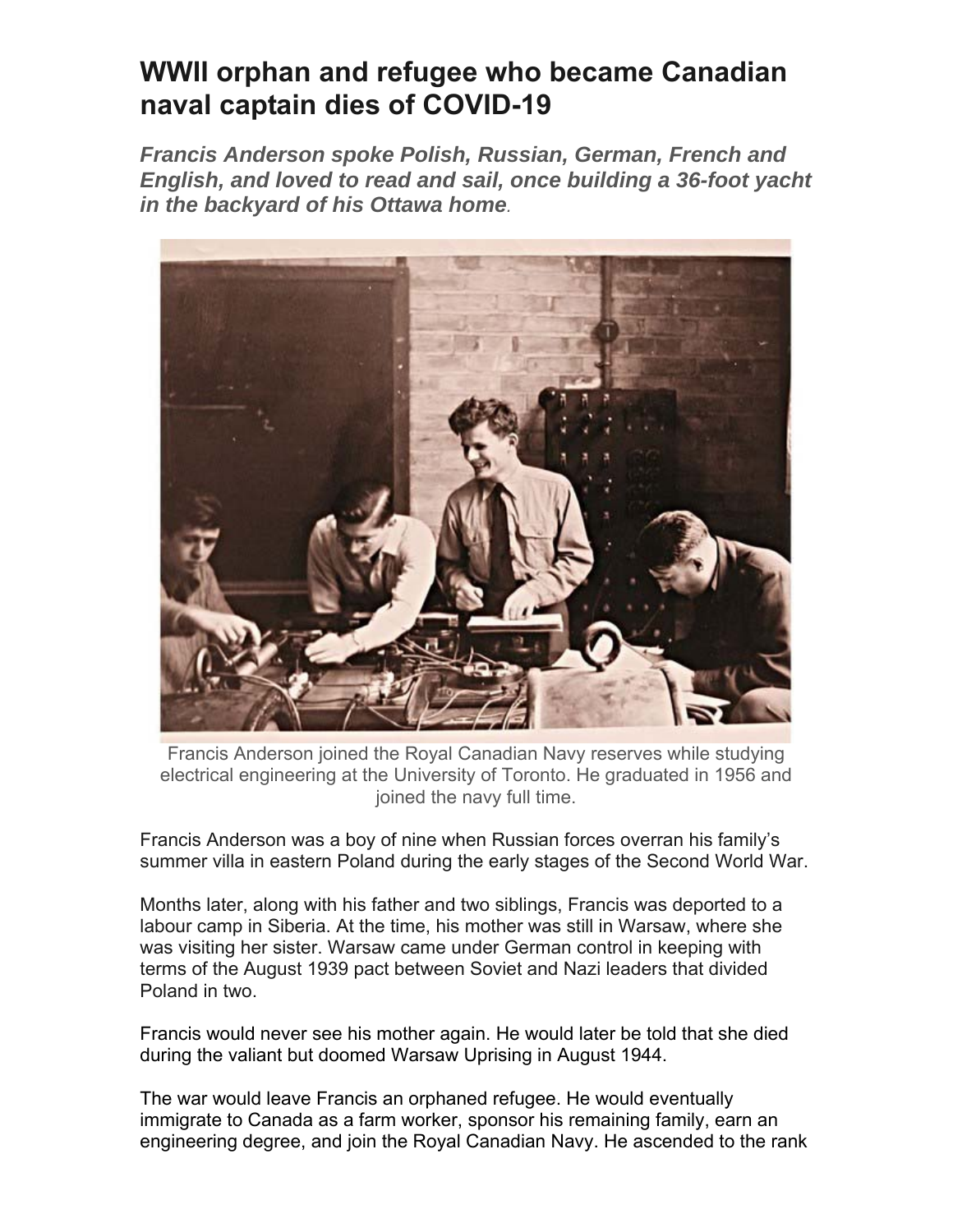# WWII orphan and refugee who became Canadian naval captain dies of COVID-19

***Francis Anderson spoke Polish, Russian, German, French and English, and loved to read and sail, once building a 36-foot yacht in the backyard of his Ottawa home.***

Francis Anderson joined the Royal Canadian Navy reserves while studying electrical engineering at the University of Toronto. He graduated in 1956 and joined the navy full time.

Francis Anderson was a boy of nine when Russian forces overran his family's summer villa in eastern Poland during the early stages of the Second World War.

Months later, along with his father and two siblings, Francis was deported to a labour camp in Siberia. At the time, his mother was still in Warsaw, where she was visiting her sister. Warsaw came under German control in keeping with terms of the August 1939 pact between Soviet and Nazi leaders that divided Poland in two.

Francis would never see his mother again. He would later be told that she died during the valiant but doomed Warsaw Uprising in August 1944.

The war would leave Francis an orphaned refugee. He would eventually immigrate to Canada as a farm worker, sponsor his remaining family, earn an engineering degree, and join the Royal Canadian Navy. He ascended to the rank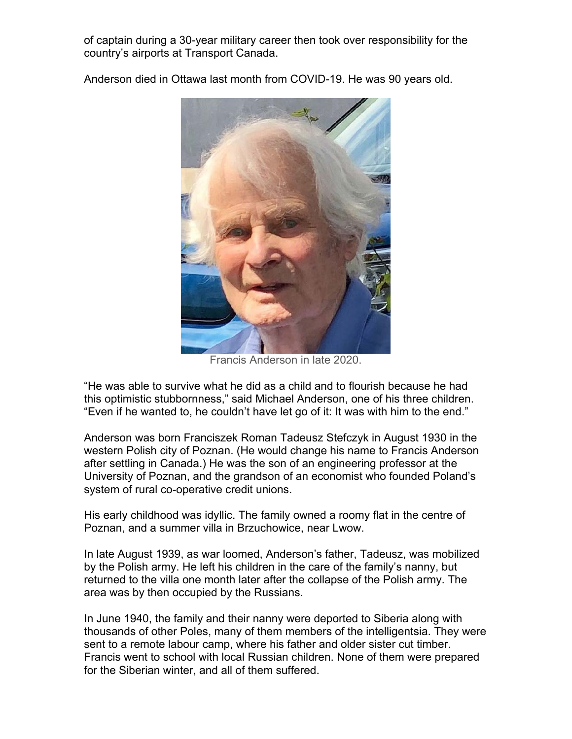of captain during a 30-year military career then took over responsibility for the country's airports at Transport Canada.

Anderson died in Ottawa last month from COVID-19. He was 90 years old.

Francis Anderson in late 2020.

"He was able to survive what he did as a child and to flourish because he had this optimistic stubbornness," said Michael Anderson, one of his three children. "Even if he wanted to, he couldn't have let go of it: It was with him to the end."

Anderson was born Franciszek Roman Tadeusz Stefczyk in August 1930 in the western Polish city of Poznan. (He would change his name to Francis Anderson after settling in Canada.) He was the son of an engineering professor at the University of Poznan, and the grandson of an economist who founded Poland's system of rural co-operative credit unions.

His early childhood was idyllic. The family owned a roomy flat in the centre of Poznan, and a summer villa in Brzuchowice, near Lwow.

In late August 1939, as war loomed, Anderson's father, Tadeusz, was mobilized by the Polish army. He left his children in the care of the family's nanny, but returned to the villa one month later after the collapse of the Polish army. The area was by then occupied by the Russians.

In June 1940, the family and their nanny were deported to Siberia along with thousands of other Poles, many of them members of the intelligentsia. They were sent to a remote labour camp, where his father and older sister cut timber. Francis went to school with local Russian children. None of them were prepared for the Siberian winter, and all of them suffered.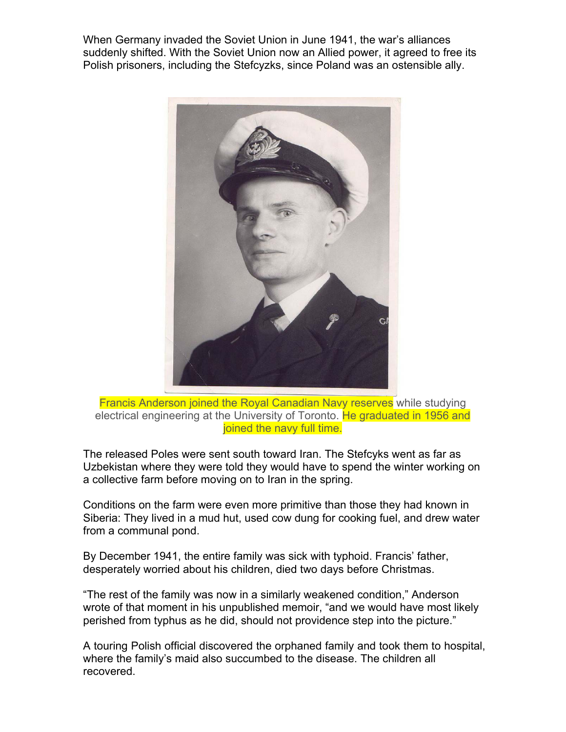When Germany invaded the Soviet Union in June 1941, the war's alliances suddenly shifted. With the Soviet Union now an Allied power, it agreed to free its Polish prisoners, including the Stefcyzks, since Poland was an ostensible ally.

Francis Anderson joined the Royal Canadian Navy reserves while studying electrical engineering at the University of Toronto. He graduated in 1956 and joined the navy full time.

The released Poles were sent south toward Iran. The Stefcyks went as far as Uzbekistan where they were told they would have to spend the winter working on a collective farm before moving on to Iran in the spring.

Conditions on the farm were even more primitive than those they had known in Siberia: They lived in a mud hut, used cow dung for cooking fuel, and drew water from a communal pond.

By December 1941, the entire family was sick with typhoid. Francis' father, desperately worried about his children, died two days before Christmas.

"The rest of the family was now in a similarly weakened condition," Anderson wrote of that moment in his unpublished memoir, "and we would have most likely perished from typhus as he did, should not providence step into the picture."

A touring Polish official discovered the orphaned family and took them to hospital, where the family's maid also succumbed to the disease. The children all recovered.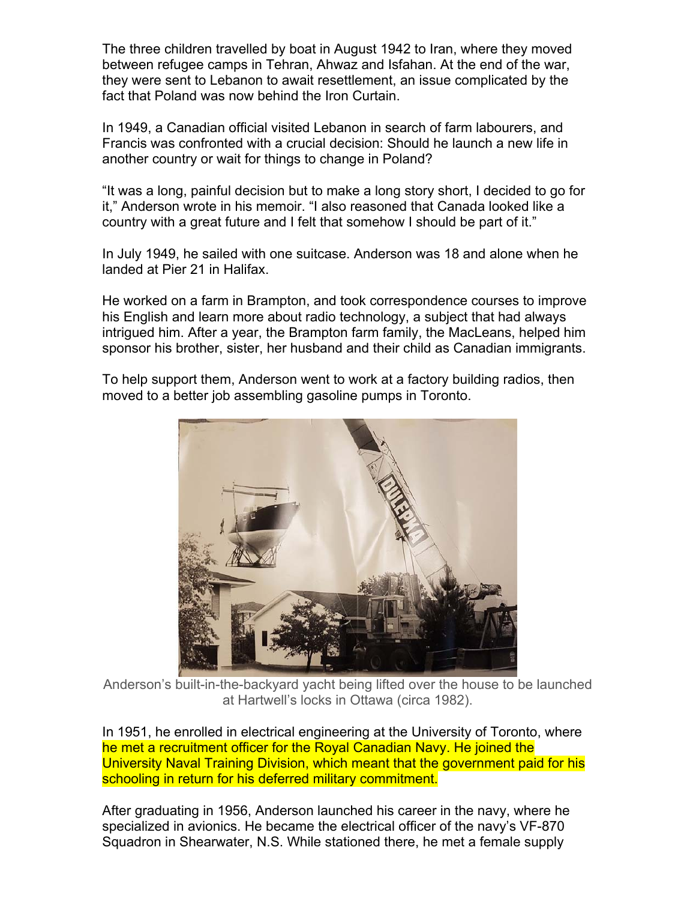The three children travelled by boat in August 1942 to Iran, where they moved between refugee camps in Tehran, Ahwaz and Isfahan. At the end of the war, they were sent to Lebanon to await resettlement, an issue complicated by the fact that Poland was now behind the Iron Curtain.

In 1949, a Canadian official visited Lebanon in search of farm labourers, and Francis was confronted with a crucial decision: Should he launch a new life in another country or wait for things to change in Poland?

"It was a long, painful decision but to make a long story short, I decided to go for it," Anderson wrote in his memoir. "I also reasoned that Canada looked like a country with a great future and I felt that somehow I should be part of it."

In July 1949, he sailed with one suitcase. Anderson was 18 and alone when he landed at Pier 21 in Halifax.

He worked on a farm in Brampton, and took correspondence courses to improve his English and learn more about radio technology, a subject that had always intrigued him. After a year, the Brampton farm family, the MacLeans, helped him sponsor his brother, sister, her husband and their child as Canadian immigrants.

To help support them, Anderson went to work at a factory building radios, then moved to a better job assembling gasoline pumps in Toronto.

Anderson's built-in-the-backyard yacht being lifted over the house to be launched at Hartwell's locks in Ottawa (circa 1982).

In 1951, he enrolled in electrical engineering at the University of Toronto, where he met a recruitment officer for the Royal Canadian Navy. He joined the University Naval Training Division, which meant that the government paid for his schooling in return for his deferred military commitment.

After graduating in 1956, Anderson launched his career in the navy, where he specialized in avionics. He became the electrical officer of the navy's VF-870 Squadron in Shearwater, N.S. While stationed there, he met a female supply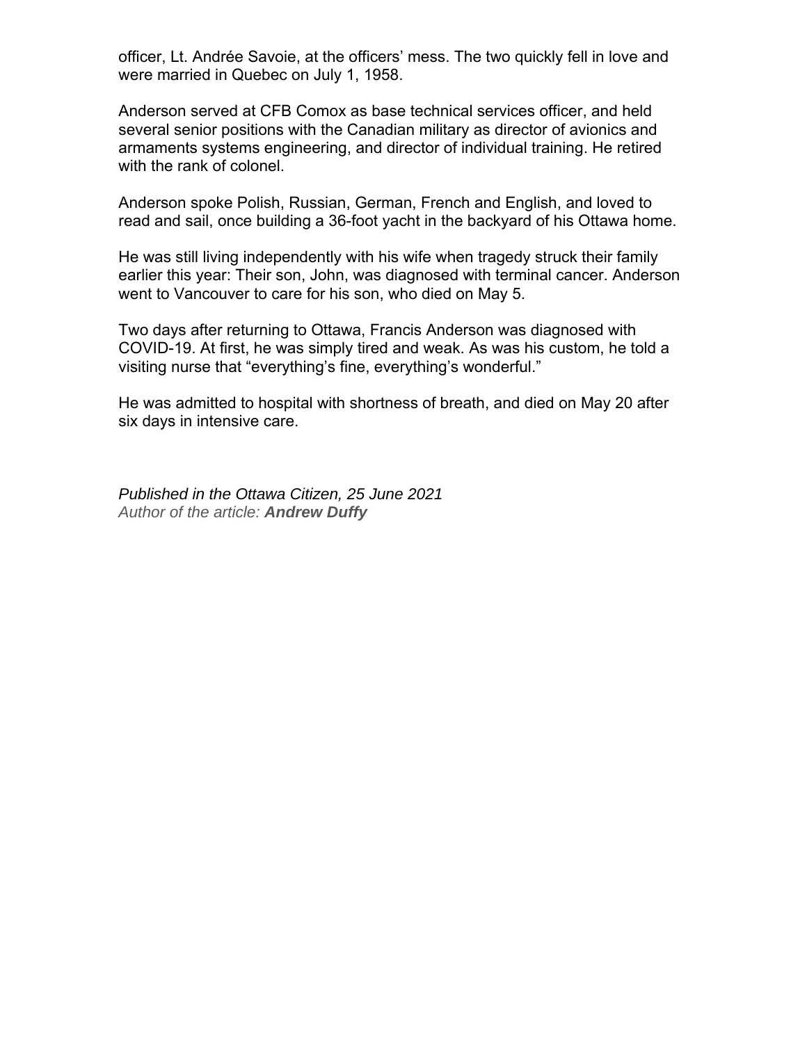officer, Lt. Andrée Savoie, at the officers' mess. The two quickly fell in love and were married in Quebec on July 1, 1958.

Anderson served at CFB Comox as base technical services officer, and held several senior positions with the Canadian military as director of avionics and armaments systems engineering, and director of individual training. He retired with the rank of colonel.

Anderson spoke Polish, Russian, German, French and English, and loved to read and sail, once building a 36-foot yacht in the backyard of his Ottawa home.

He was still living independently with his wife when tragedy struck their family earlier this year: Their son, John, was diagnosed with terminal cancer. Anderson went to Vancouver to care for his son, who died on May 5.

Two days after returning to Ottawa, Francis Anderson was diagnosed with COVID-19. At first, he was simply tired and weak. As was his custom, he told a visiting nurse that "everything's fine, everything's wonderful."

He was admitted to hospital with shortness of breath, and died on May 20 after six days in intensive care.

*Published in the Ottawa Citizen, 25 June 2021*
*Author of the article:* ***Andrew Duffy***